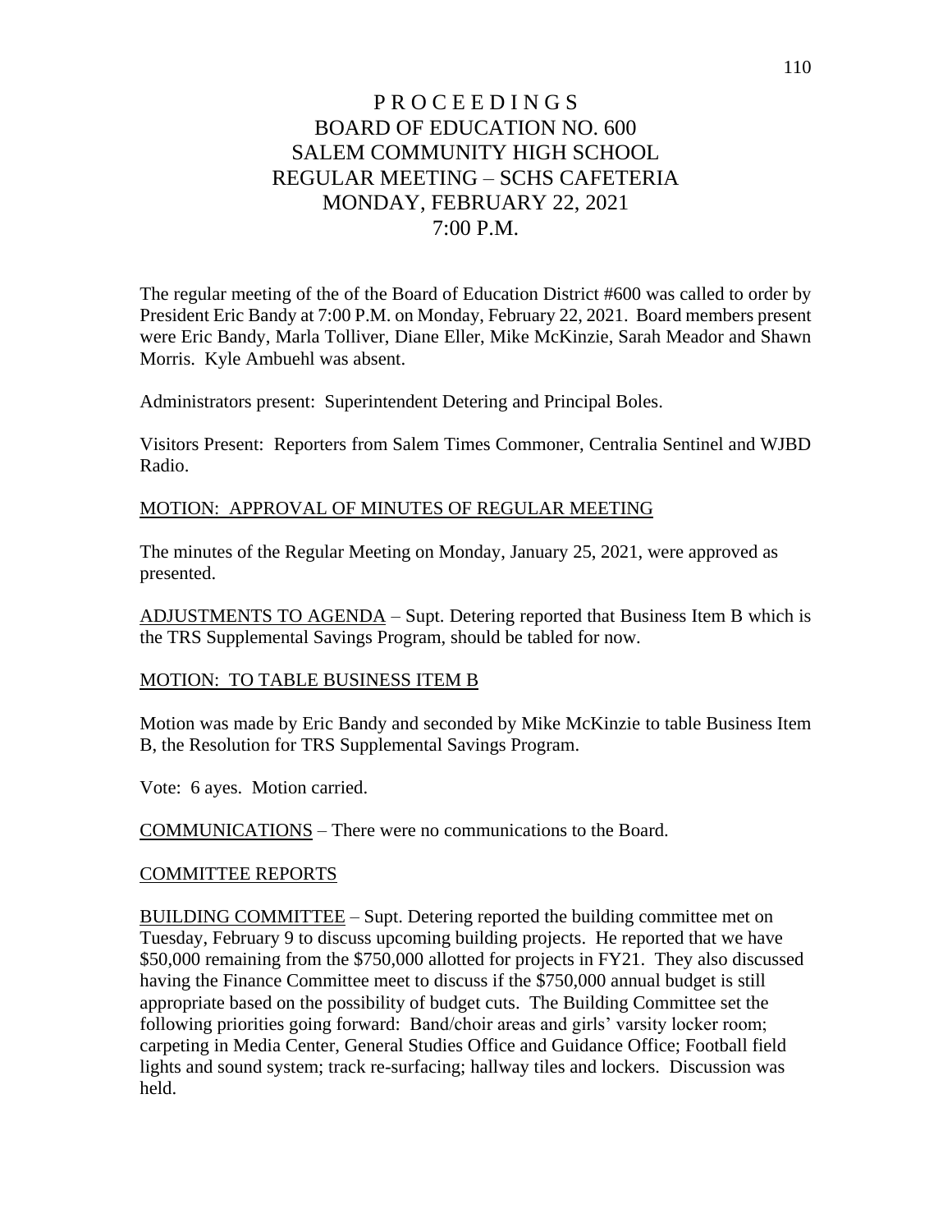# PROCEEDINGS
# BOARD OF EDUCATION NO. 600
# SALEM COMMUNITY HIGH SCHOOL
# REGULAR MEETING – SCHS CAFETERIA
# MONDAY, FEBRUARY 22, 2021
# 7:00 P.M.

The regular meeting of the of the Board of Education District #600 was called to order by President Eric Bandy at 7:00 P.M. on Monday, February 22, 2021. Board members present were Eric Bandy, Marla Tolliver, Diane Eller, Mike McKinzie, Sarah Meador and Shawn Morris. Kyle Ambuehl was absent.

Administrators present: Superintendent Detering and Principal Boles.

Visitors Present: Reporters from Salem Times Commoner, Centralia Sentinel and WJBD Radio.

MOTION: APPROVAL OF MINUTES OF REGULAR MEETING

The minutes of the Regular Meeting on Monday, January 25, 2021, were approved as presented.

ADJUSTMENTS TO AGENDA – Supt. Detering reported that Business Item B which is the TRS Supplemental Savings Program, should be tabled for now.

MOTION: TO TABLE BUSINESS ITEM B

Motion was made by Eric Bandy and seconded by Mike McKinzie to table Business Item B, the Resolution for TRS Supplemental Savings Program.

Vote: 6 ayes. Motion carried.

COMMUNICATIONS – There were no communications to the Board.

COMMITTEE REPORTS

BUILDING COMMITTEE – Supt. Detering reported the building committee met on Tuesday, February 9 to discuss upcoming building projects. He reported that we have $50,000 remaining from the $750,000 allotted for projects in FY21. They also discussed having the Finance Committee meet to discuss if the $750,000 annual budget is still appropriate based on the possibility of budget cuts. The Building Committee set the following priorities going forward: Band/choir areas and girls' varsity locker room; carpeting in Media Center, General Studies Office and Guidance Office; Football field lights and sound system; track re-surfacing; hallway tiles and lockers. Discussion was held.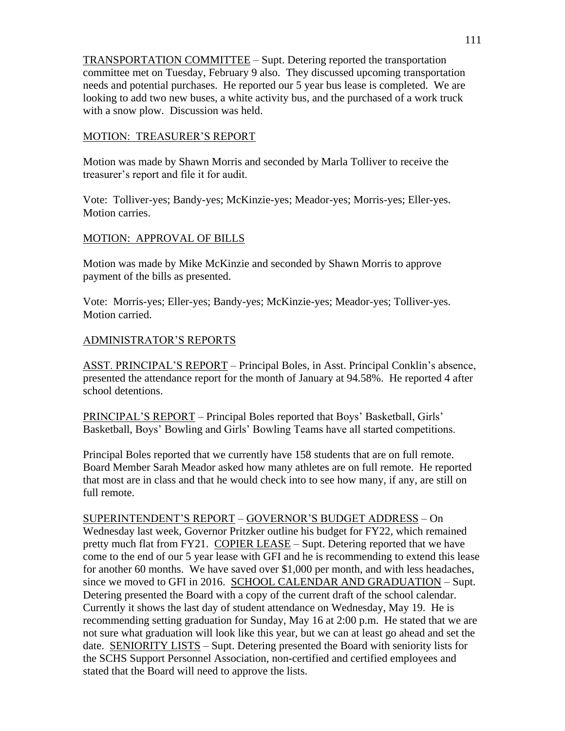<u>TRANSPORTATION COMMITTEE</u> – Supt. Detering reported the transportation committee met on Tuesday, February 9 also. They discussed upcoming transportation needs and potential purchases. He reported our 5 year bus lease is completed. We are looking to add two new buses, a white activity bus, and the purchased of a work truck with a snow plow. Discussion was held.

<u>MOTION: TREASURER'S REPORT</u>

Motion was made by Shawn Morris and seconded by Marla Tolliver to receive the treasurer's report and file it for audit.

Vote: Tolliver-yes; Bandy-yes; McKinzie-yes; Meador-yes; Morris-yes; Eller-yes. Motion carries.

<u>MOTION: APPROVAL OF BILLS</u>

Motion was made by Mike McKinzie and seconded by Shawn Morris to approve payment of the bills as presented.

Vote: Morris-yes; Eller-yes; Bandy-yes; McKinzie-yes; Meador-yes; Tolliver-yes. Motion carried.

<u>ADMINISTRATOR'S REPORTS</u>

<u>ASST. PRINCIPAL'S REPORT</u> – Principal Boles, in Asst. Principal Conklin's absence, presented the attendance report for the month of January at 94.58%. He reported 4 after school detentions.

<u>PRINCIPAL'S REPORT</u> – Principal Boles reported that Boys' Basketball, Girls' Basketball, Boys' Bowling and Girls' Bowling Teams have all started competitions.

Principal Boles reported that we currently have 158 students that are on full remote. Board Member Sarah Meador asked how many athletes are on full remote. He reported that most are in class and that he would check into to see how many, if any, are still on full remote.

<u>SUPERINTENDENT'S REPORT</u> – <u>GOVERNOR'S BUDGET ADDRESS</u> – On Wednesday last week, Governor Pritzker outline his budget for FY22, which remained pretty much flat from FY21. <u>COPIER LEASE</u> – Supt. Detering reported that we have come to the end of our 5 year lease with GFI and he is recommending to extend this lease for another 60 months. We have saved over $1,000 per month, and with less headaches, since we moved to GFI in 2016. <u>SCHOOL CALENDAR AND GRADUATION</u> – Supt. Detering presented the Board with a copy of the current draft of the school calendar. Currently it shows the last day of student attendance on Wednesday, May 19. He is recommending setting graduation for Sunday, May 16 at 2:00 p.m. He stated that we are not sure what graduation will look like this year, but we can at least go ahead and set the date. <u>SENIORITY LISTS</u> – Supt. Detering presented the Board with seniority lists for the SCHS Support Personnel Association, non-certified and certified employees and stated that the Board will need to approve the lists.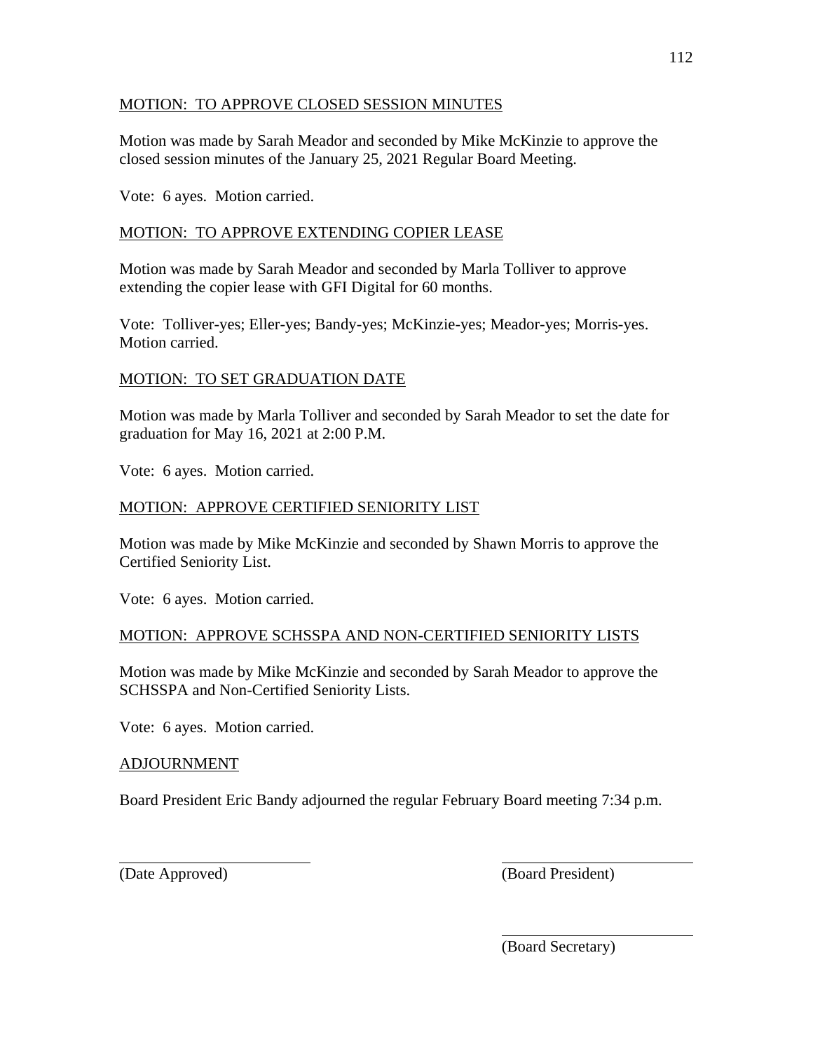MOTION: TO APPROVE CLOSED SESSION MINUTES

Motion was made by Sarah Meador and seconded by Mike McKinzie to approve the closed session minutes of the January 25, 2021 Regular Board Meeting.

Vote: 6 ayes. Motion carried.

MOTION: TO APPROVE EXTENDING COPIER LEASE

Motion was made by Sarah Meador and seconded by Marla Tolliver to approve extending the copier lease with GFI Digital for 60 months.

Vote: Tolliver-yes; Eller-yes; Bandy-yes; McKinzie-yes; Meador-yes; Morris-yes. Motion carried.

MOTION: TO SET GRADUATION DATE

Motion was made by Marla Tolliver and seconded by Sarah Meador to set the date for graduation for May 16, 2021 at 2:00 P.M.

Vote: 6 ayes. Motion carried.

MOTION: APPROVE CERTIFIED SENIORITY LIST

Motion was made by Mike McKinzie and seconded by Shawn Morris to approve the Certified Seniority List.

Vote: 6 ayes. Motion carried.

MOTION: APPROVE SCHSSPA AND NON-CERTIFIED SENIORITY LISTS

Motion was made by Mike McKinzie and seconded by Sarah Meador to approve the SCHSSPA and Non-Certified Seniority Lists.

Vote: 6 ayes. Motion carried.

ADJOURNMENT

Board President Eric Bandy adjourned the regular February Board meeting 7:34 p.m.

\_\_\_\_\_\_\_\_\_\_\_\_\_\_\_\_\_\_\_\_\_\_\_\_
(Date Approved)

\_\_\_\_\_\_\_\_\_\_\_\_\_\_\_\_\_\_\_\_\_\_\_\_
(Board President)

\_\_\_\_\_\_\_\_\_\_\_\_\_\_\_\_\_\_\_\_\_\_\_\_
(Board Secretary)